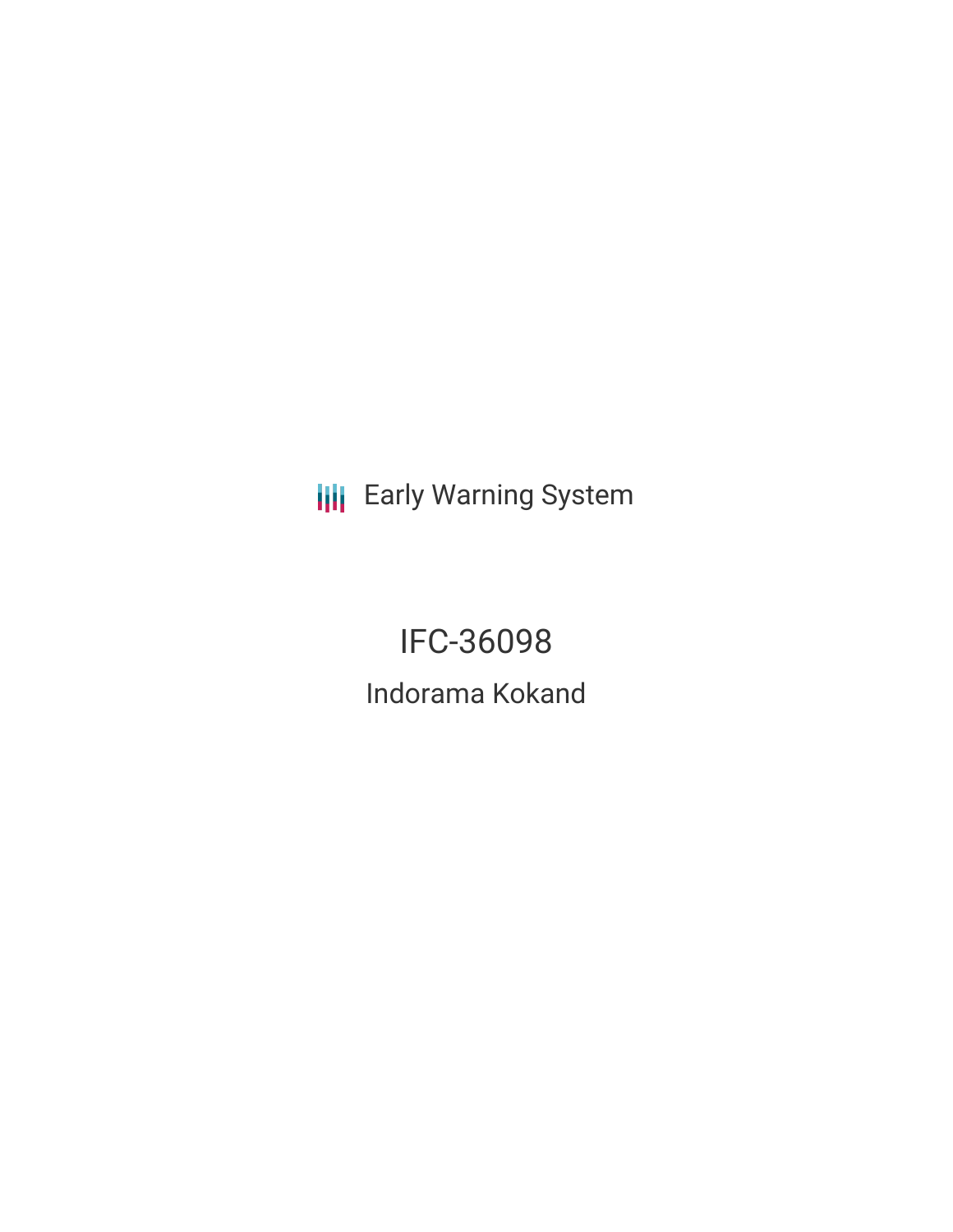Early Warning System

# IFC-36098

## Indorama Kokand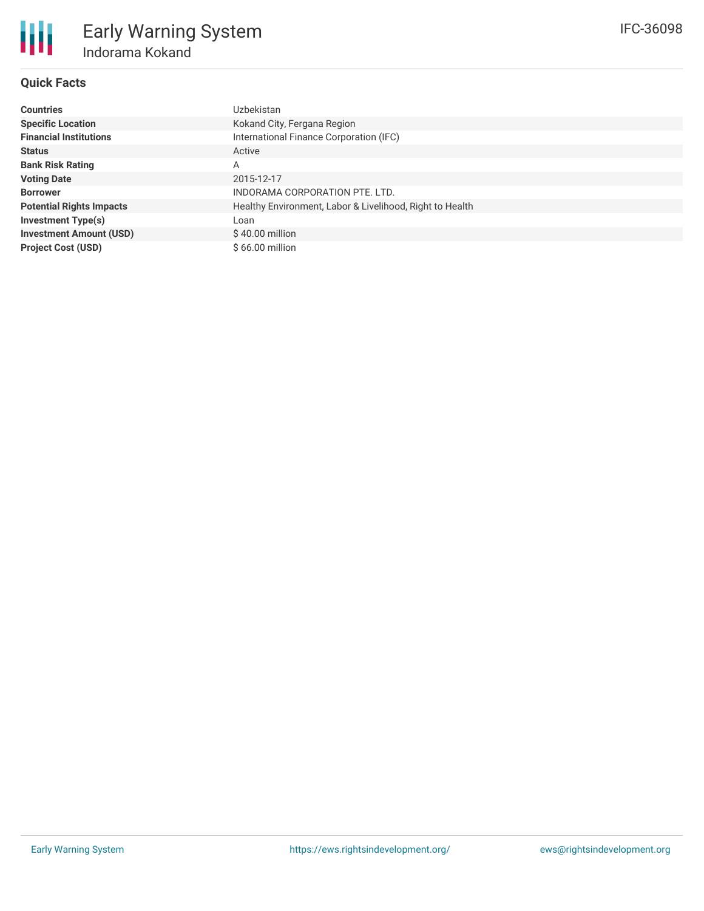# Early Warning System

## Indorama Kokand

IFC-36098

### Quick Facts

| | |
|---|---|
| **Countries** | Uzbekistan |
| **Specific Location** | Kokand City, Fergana Region |
| **Financial Institutions** | International Finance Corporation (IFC) |
| **Status** | Active |
| **Bank Risk Rating** | A |
| **Voting Date** | 2015-12-17 |
| **Borrower** | INDORAMA CORPORATION PTE. LTD. |
| **Potential Rights Impacts** | Healthy Environment, Labor & Livelihood, Right to Health |
| **Investment Type(s)** | Loan |
| **Investment Amount (USD)** | $ 40.00 million |
| **Project Cost (USD)** | $ 66.00 million |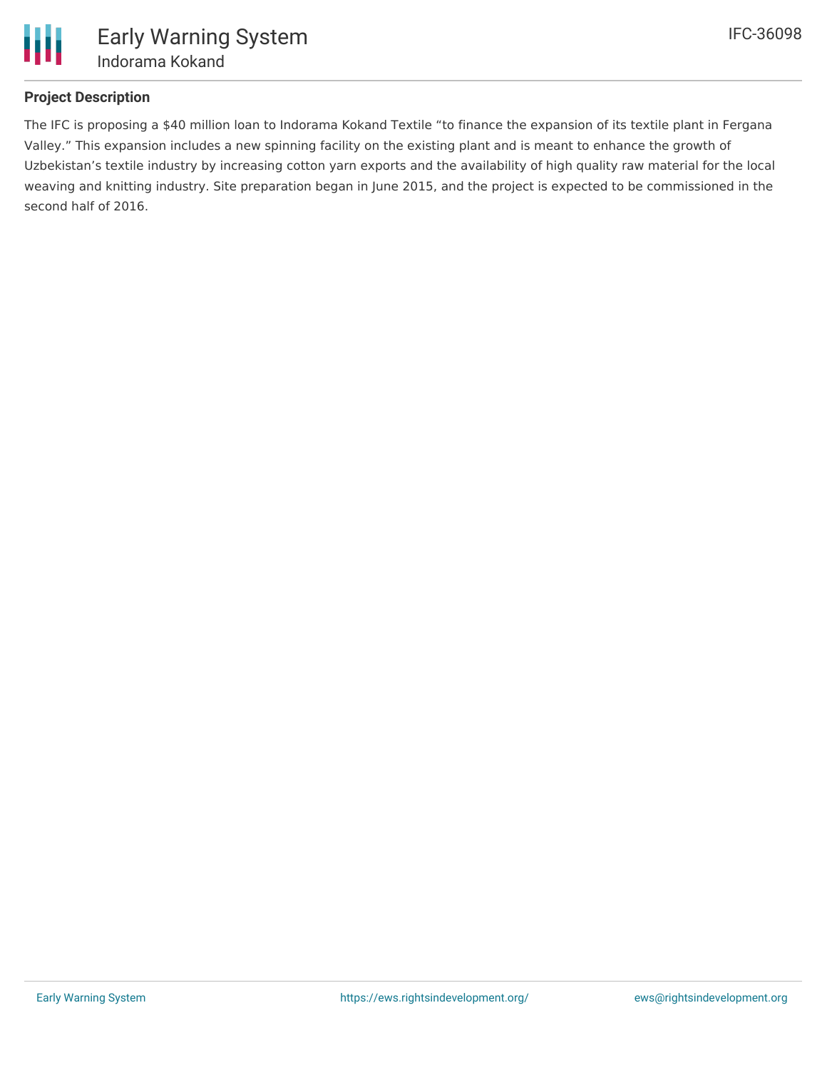## Project Description

The IFC is proposing a $40 million loan to Indorama Kokand Textile “to finance the expansion of its textile plant in Fergana Valley.” This expansion includes a new spinning facility on the existing plant and is meant to enhance the growth of Uzbekistan’s textile industry by increasing cotton yarn exports and the availability of high quality raw material for the local weaving and knitting industry. Site preparation began in June 2015, and the project is expected to be commissioned in the second half of 2016.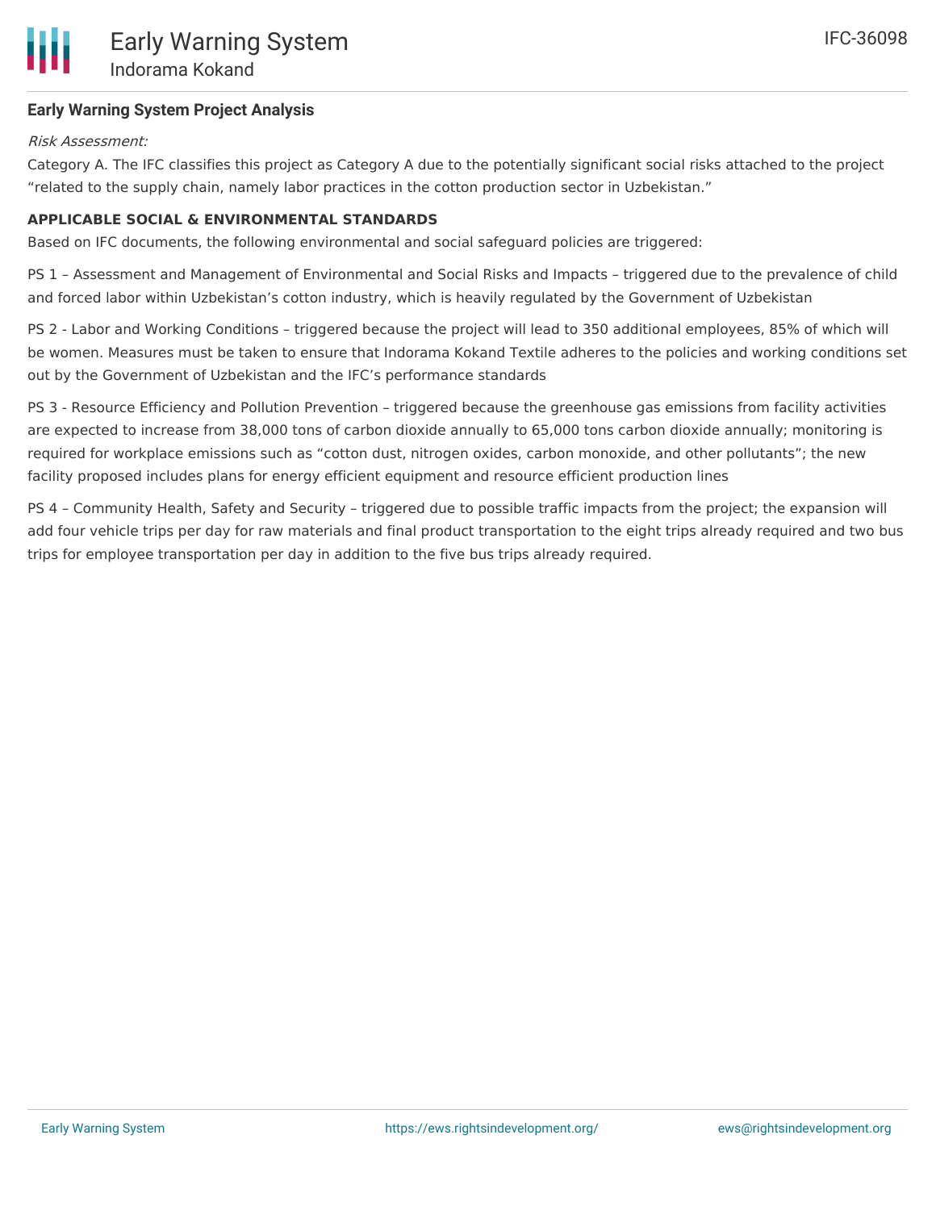**Early Warning System Project Analysis**

*Risk Assessment:*

Category A. The IFC classifies this project as Category A due to the potentially significant social risks attached to the project "related to the supply chain, namely labor practices in the cotton production sector in Uzbekistan."

**APPLICABLE SOCIAL & ENVIRONMENTAL STANDARDS**

Based on IFC documents, the following environmental and social safeguard policies are triggered:

PS 1 – Assessment and Management of Environmental and Social Risks and Impacts – triggered due to the prevalence of child and forced labor within Uzbekistan's cotton industry, which is heavily regulated by the Government of Uzbekistan

PS 2 - Labor and Working Conditions – triggered because the project will lead to 350 additional employees, 85% of which will be women. Measures must be taken to ensure that Indorama Kokand Textile adheres to the policies and working conditions set out by the Government of Uzbekistan and the IFC's performance standards

PS 3 - Resource Efficiency and Pollution Prevention – triggered because the greenhouse gas emissions from facility activities are expected to increase from 38,000 tons of carbon dioxide annually to 65,000 tons carbon dioxide annually; monitoring is required for workplace emissions such as "cotton dust, nitrogen oxides, carbon monoxide, and other pollutants"; the new facility proposed includes plans for energy efficient equipment and resource efficient production lines

PS 4 – Community Health, Safety and Security – triggered due to possible traffic impacts from the project; the expansion will add four vehicle trips per day for raw materials and final product transportation to the eight trips already required and two bus trips for employee transportation per day in addition to the five bus trips already required.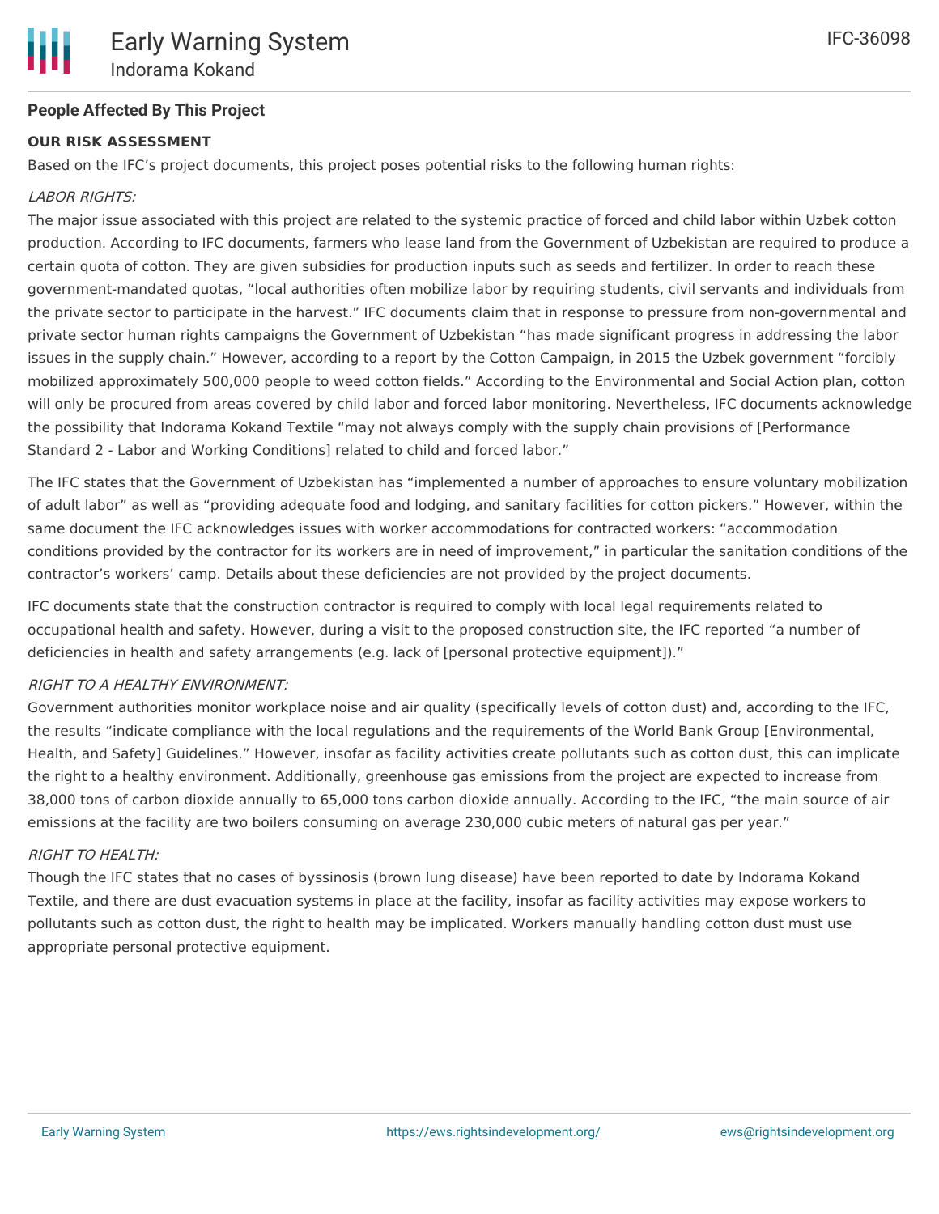## People Affected By This Project

**OUR RISK ASSESSMENT**

Based on the IFC's project documents, this project poses potential risks to the following human rights:

*LABOR RIGHTS:*

The major issue associated with this project are related to the systemic practice of forced and child labor within Uzbek cotton production. According to IFC documents, farmers who lease land from the Government of Uzbekistan are required to produce a certain quota of cotton. They are given subsidies for production inputs such as seeds and fertilizer. In order to reach these government-mandated quotas, "local authorities often mobilize labor by requiring students, civil servants and individuals from the private sector to participate in the harvest." IFC documents claim that in response to pressure from non-governmental and private sector human rights campaigns the Government of Uzbekistan "has made significant progress in addressing the labor issues in the supply chain." However, according to a report by the Cotton Campaign, in 2015 the Uzbek government "forcibly mobilized approximately 500,000 people to weed cotton fields." According to the Environmental and Social Action plan, cotton will only be procured from areas covered by child labor and forced labor monitoring. Nevertheless, IFC documents acknowledge the possibility that Indorama Kokand Textile "may not always comply with the supply chain provisions of [Performance Standard 2 - Labor and Working Conditions] related to child and forced labor."

The IFC states that the Government of Uzbekistan has "implemented a number of approaches to ensure voluntary mobilization of adult labor" as well as "providing adequate food and lodging, and sanitary facilities for cotton pickers." However, within the same document the IFC acknowledges issues with worker accommodations for contracted workers: "accommodation conditions provided by the contractor for its workers are in need of improvement," in particular the sanitation conditions of the contractor's workers' camp. Details about these deficiencies are not provided by the project documents.

IFC documents state that the construction contractor is required to comply with local legal requirements related to occupational health and safety. However, during a visit to the proposed construction site, the IFC reported "a number of deficiencies in health and safety arrangements (e.g. lack of [personal protective equipment])."

*RIGHT TO A HEALTHY ENVIRONMENT:*

Government authorities monitor workplace noise and air quality (specifically levels of cotton dust) and, according to the IFC, the results "indicate compliance with the local regulations and the requirements of the World Bank Group [Environmental, Health, and Safety] Guidelines." However, insofar as facility activities create pollutants such as cotton dust, this can implicate the right to a healthy environment. Additionally, greenhouse gas emissions from the project are expected to increase from 38,000 tons of carbon dioxide annually to 65,000 tons carbon dioxide annually. According to the IFC, "the main source of air emissions at the facility are two boilers consuming on average 230,000 cubic meters of natural gas per year."

*RIGHT TO HEALTH:*

Though the IFC states that no cases of byssinosis (brown lung disease) have been reported to date by Indorama Kokand Textile, and there are dust evacuation systems in place at the facility, insofar as facility activities may expose workers to pollutants such as cotton dust, the right to health may be implicated. Workers manually handling cotton dust must use appropriate personal protective equipment.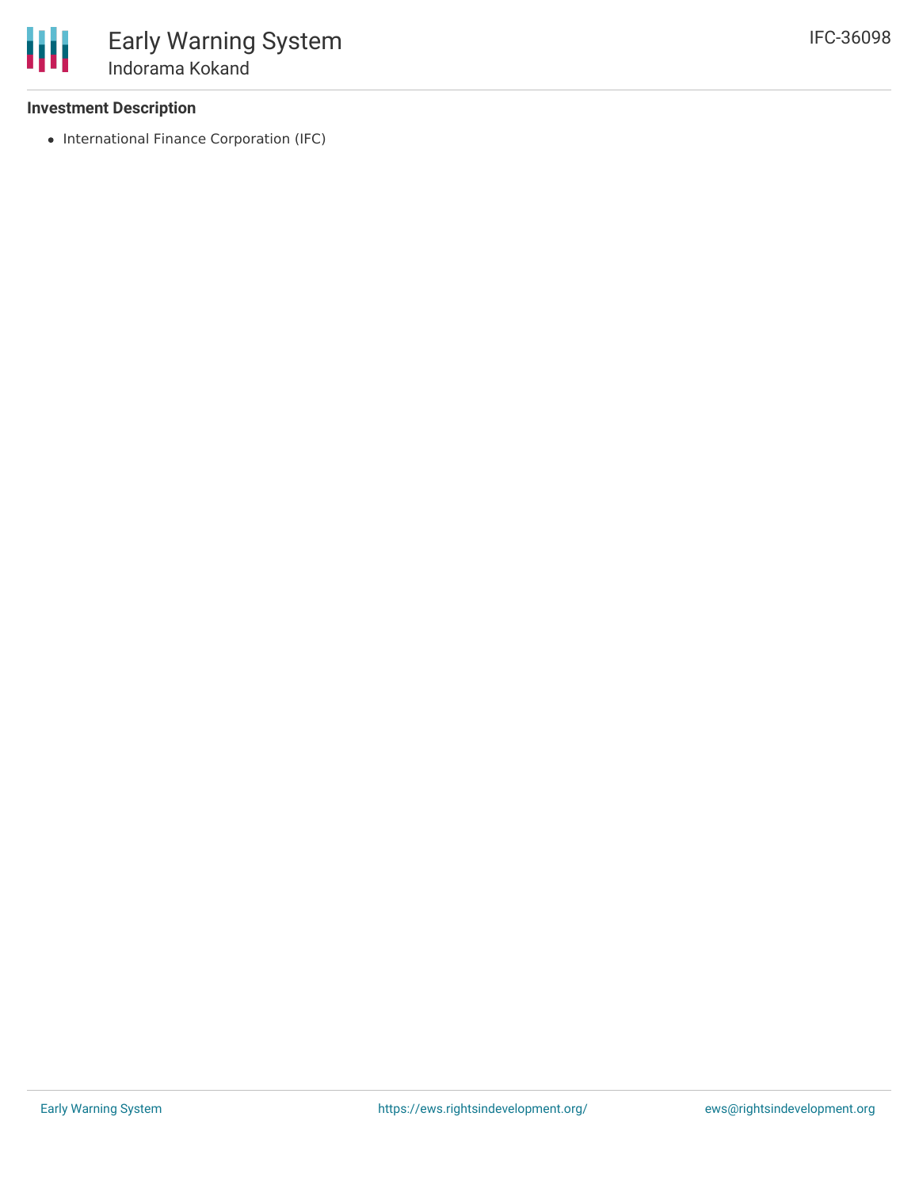### Investment Description

- International Finance Corporation (IFC)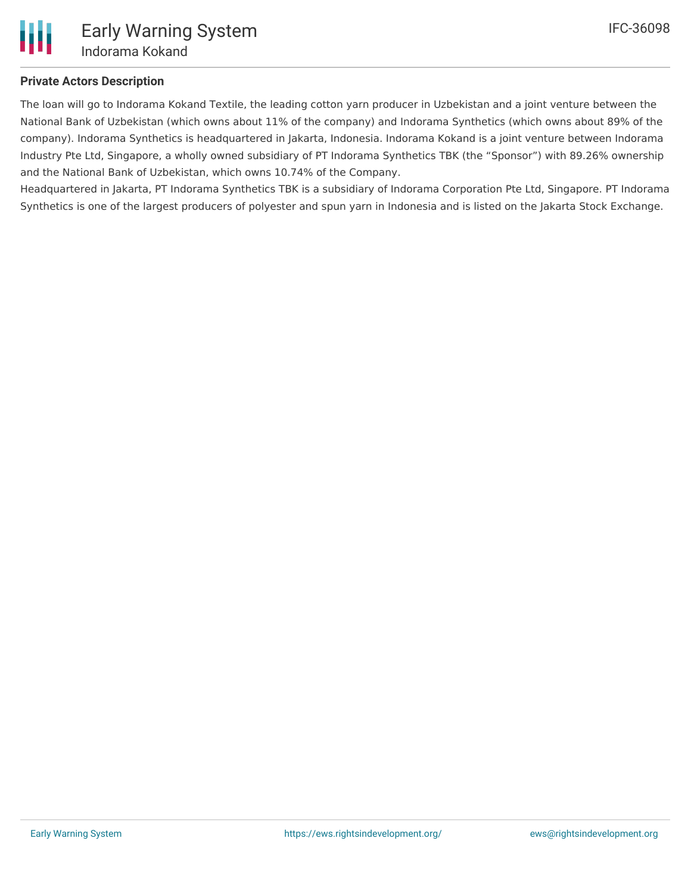**Private Actors Description**

The loan will go to Indorama Kokand Textile, the leading cotton yarn producer in Uzbekistan and a joint venture between the National Bank of Uzbekistan (which owns about 11% of the company) and Indorama Synthetics (which owns about 89% of the company). Indorama Synthetics is headquartered in Jakarta, Indonesia. Indorama Kokand is a joint venture between Indorama Industry Pte Ltd, Singapore, a wholly owned subsidiary of PT Indorama Synthetics TBK (the "Sponsor") with 89.26% ownership and the National Bank of Uzbekistan, which owns 10.74% of the Company.

Headquartered in Jakarta, PT Indorama Synthetics TBK is a subsidiary of Indorama Corporation Pte Ltd, Singapore. PT Indorama Synthetics is one of the largest producers of polyester and spun yarn in Indonesia and is listed on the Jakarta Stock Exchange.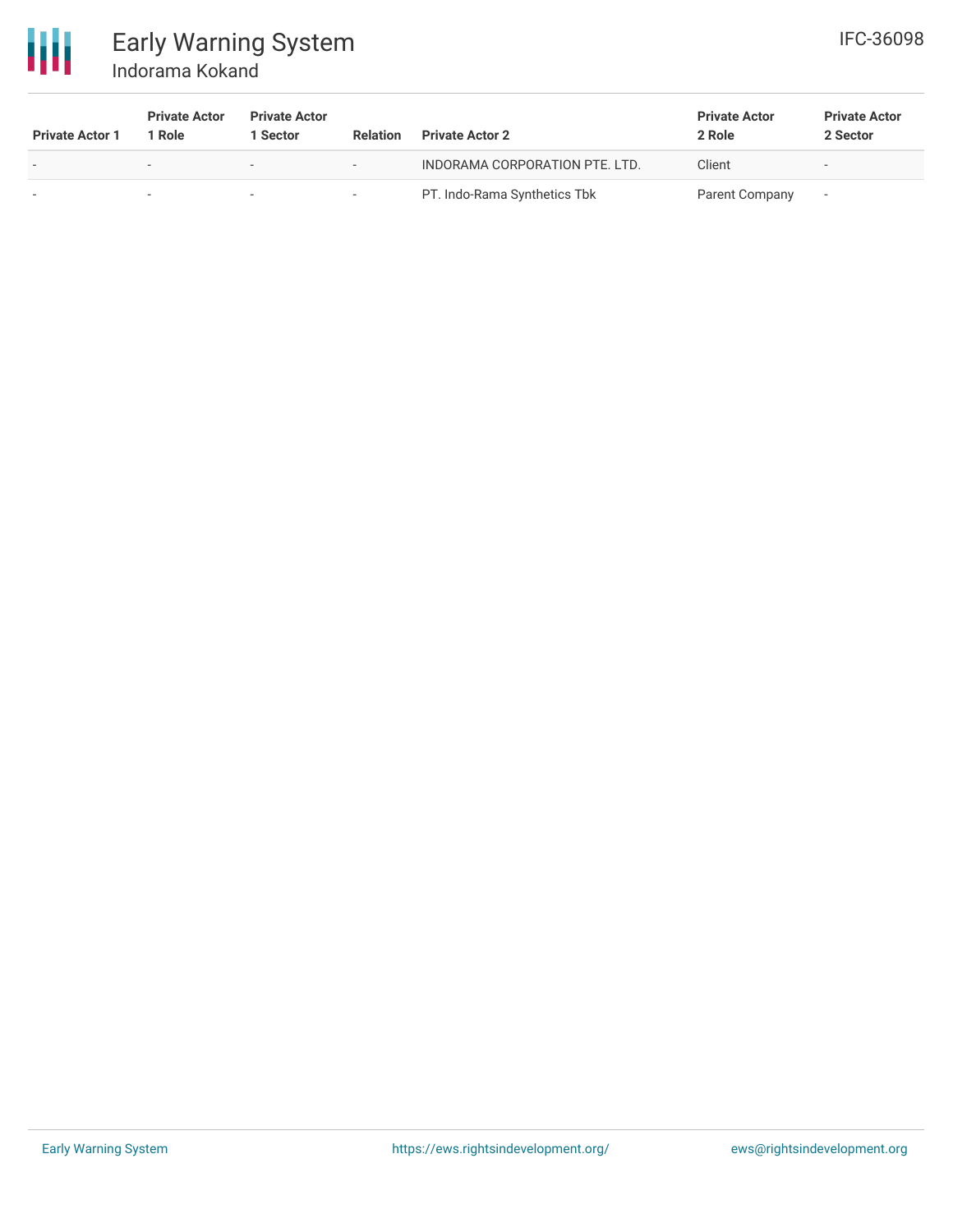| Private Actor 1 | Private Actor 1 Role | Private Actor 1 Sector | Relation | Private Actor 2 | Private Actor 2 Role | Private Actor 2 Sector |
|---|---|---|---|---|---|---|
| - | - | - | - | INDORAMA CORPORATION PTE. LTD. | Client | - |
| - | - | - | - | PT. Indo-Rama Synthetics Tbk | Parent Company | - |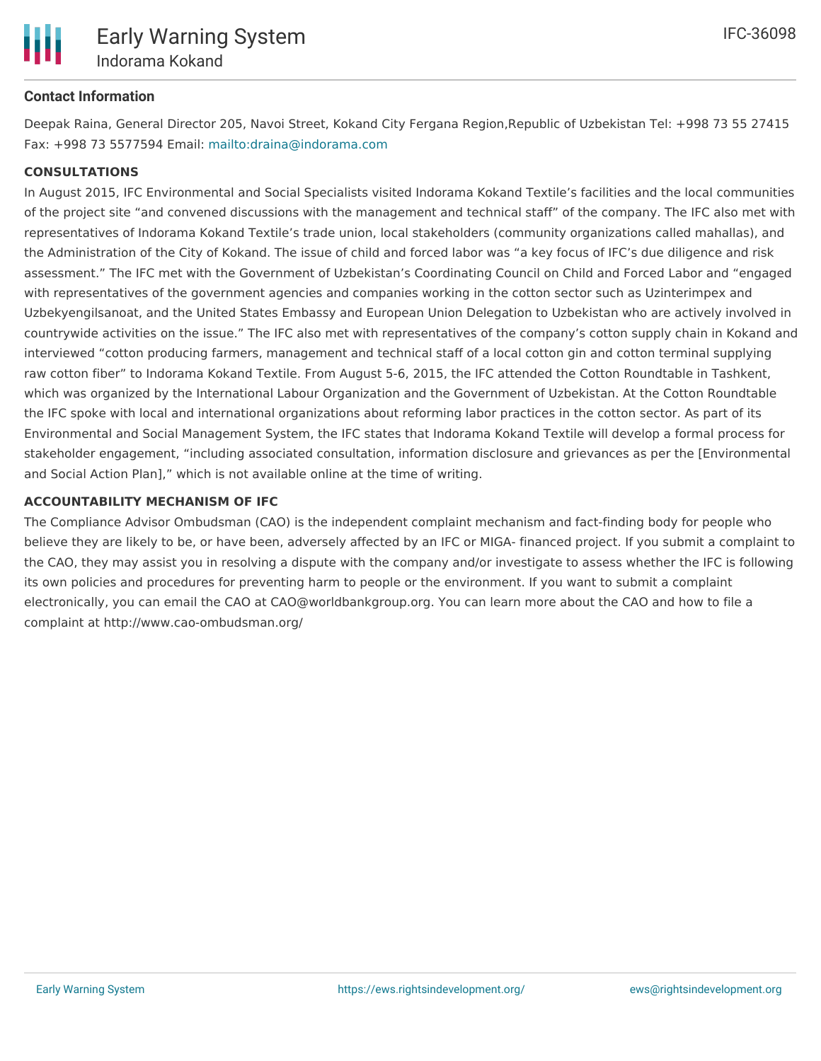### Contact Information

Deepak Raina, General Director 205, Navoi Street, Kokand City Fergana Region,Republic of Uzbekistan Tel: +998 73 55 27415 Fax: +998 73 5577594 Email: mailto:draina@indorama.com

**CONSULTATIONS**

In August 2015, IFC Environmental and Social Specialists visited Indorama Kokand Textile's facilities and the local communities of the project site "and convened discussions with the management and technical staff" of the company. The IFC also met with representatives of Indorama Kokand Textile's trade union, local stakeholders (community organizations called mahallas), and the Administration of the City of Kokand. The issue of child and forced labor was "a key focus of IFC's due diligence and risk assessment." The IFC met with the Government of Uzbekistan's Coordinating Council on Child and Forced Labor and "engaged with representatives of the government agencies and companies working in the cotton sector such as Uzinterimpex and Uzbekyengilsanoat, and the United States Embassy and European Union Delegation to Uzbekistan who are actively involved in countrywide activities on the issue." The IFC also met with representatives of the company's cotton supply chain in Kokand and interviewed "cotton producing farmers, management and technical staff of a local cotton gin and cotton terminal supplying raw cotton fiber" to Indorama Kokand Textile. From August 5-6, 2015, the IFC attended the Cotton Roundtable in Tashkent, which was organized by the International Labour Organization and the Government of Uzbekistan. At the Cotton Roundtable the IFC spoke with local and international organizations about reforming labor practices in the cotton sector. As part of its Environmental and Social Management System, the IFC states that Indorama Kokand Textile will develop a formal process for stakeholder engagement, "including associated consultation, information disclosure and grievances as per the [Environmental and Social Action Plan]," which is not available online at the time of writing.

**ACCOUNTABILITY MECHANISM OF IFC**

The Compliance Advisor Ombudsman (CAO) is the independent complaint mechanism and fact-finding body for people who believe they are likely to be, or have been, adversely affected by an IFC or MIGA- financed project. If you submit a complaint to the CAO, they may assist you in resolving a dispute with the company and/or investigate to assess whether the IFC is following its own policies and procedures for preventing harm to people or the environment. If you want to submit a complaint electronically, you can email the CAO at CAO@worldbankgroup.org. You can learn more about the CAO and how to file a complaint at http://www.cao-ombudsman.org/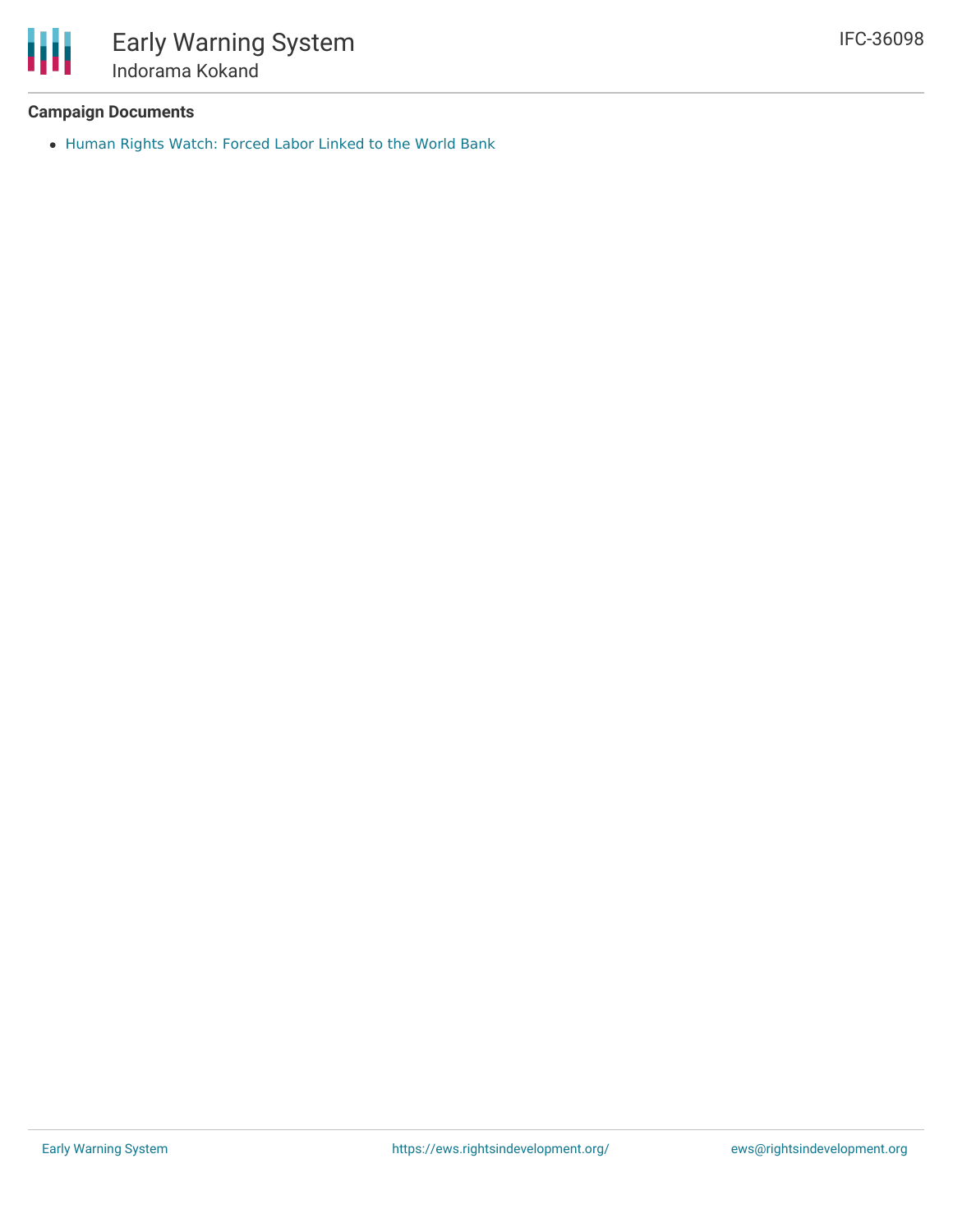**Campaign Documents**

- Human Rights Watch: Forced Labor Linked to the World Bank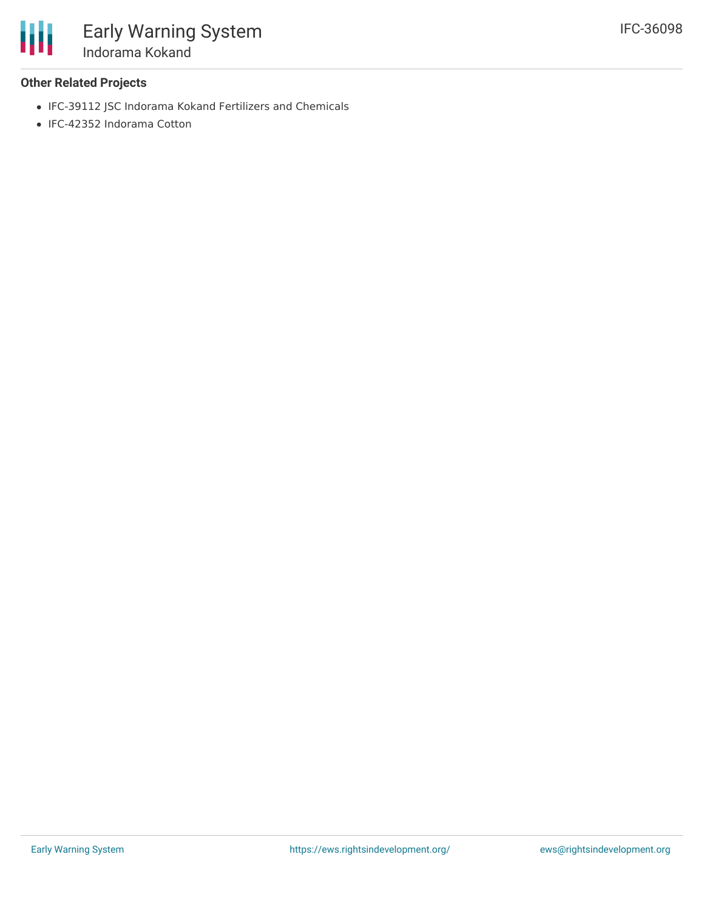**Other Related Projects**

- IFC-39112 JSC Indorama Kokand Fertilizers and Chemicals
- IFC-42352 Indorama Cotton